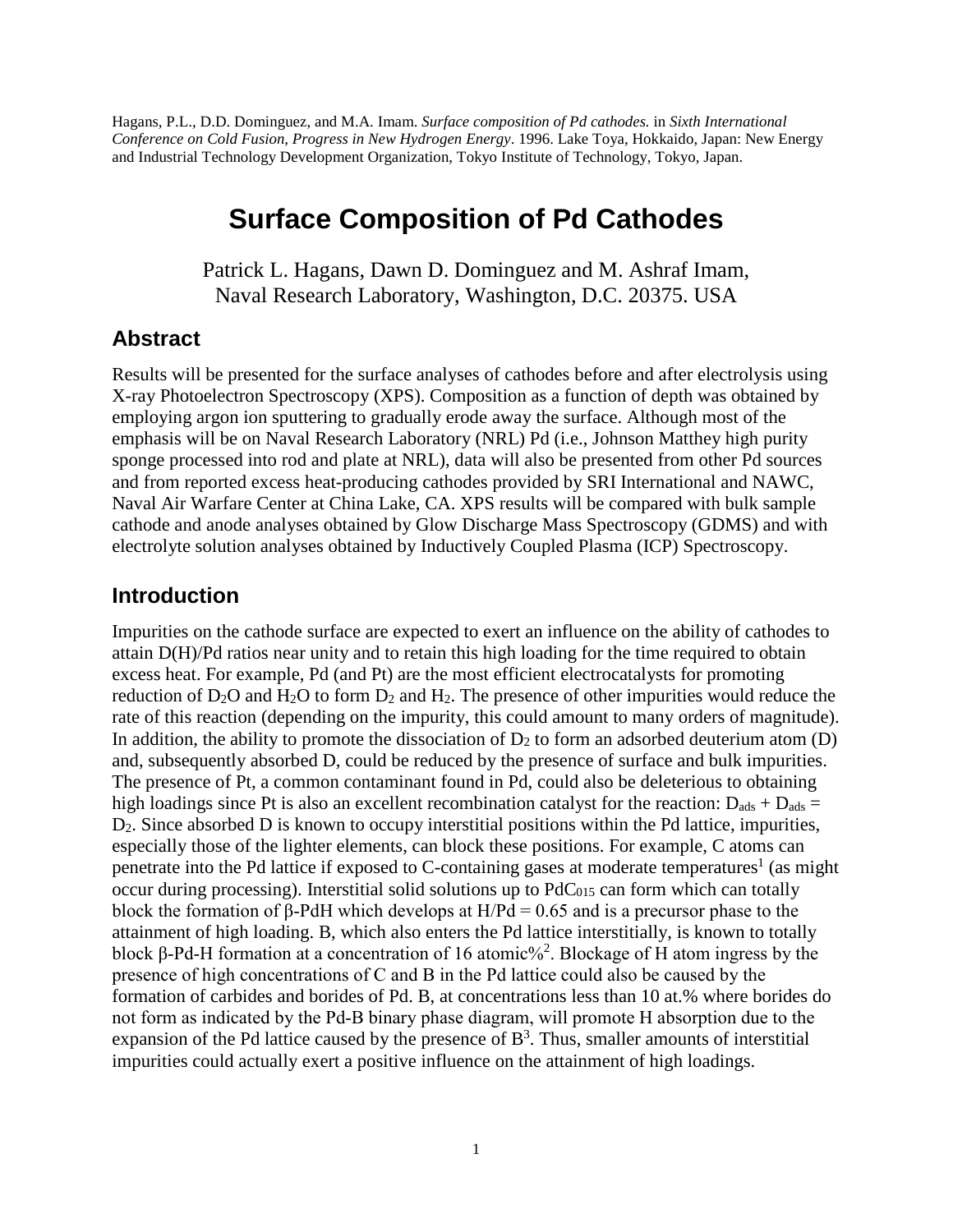Hagans, P.L., D.D. Dominguez, and M.A. Imam. *Surface composition of Pd cathodes.* in *Sixth International Conference on Cold Fusion, Progress in New Hydrogen Energy*. 1996. Lake Toya, Hokkaido, Japan: New Energy and Industrial Technology Development Organization, Tokyo Institute of Technology, Tokyo, Japan.

# Surface Composition of Pd Cathodes

Patrick L. Hagans, Dawn D. Dominguez and M. Ashraf Imam,
Naval Research Laboratory, Washington, D.C. 20375. USA

## Abstract

Results will be presented for the surface analyses of cathodes before and after electrolysis using X-ray Photoelectron Spectroscopy (XPS). Composition as a function of depth was obtained by employing argon ion sputtering to gradually erode away the surface. Although most of the emphasis will be on Naval Research Laboratory (NRL) Pd (i.e., Johnson Matthey high purity sponge processed into rod and plate at NRL), data will also be presented from other Pd sources and from reported excess heat-producing cathodes provided by SRI International and NAWC, Naval Air Warfare Center at China Lake, CA. XPS results will be compared with bulk sample cathode and anode analyses obtained by Glow Discharge Mass Spectroscopy (GDMS) and with electrolyte solution analyses obtained by Inductively Coupled Plasma (ICP) Spectroscopy.

## Introduction

Impurities on the cathode surface are expected to exert an influence on the ability of cathodes to attain D(H)/Pd ratios near unity and to retain this high loading for the time required to obtain excess heat. For example, Pd (and Pt) are the most efficient electrocatalysts for promoting reduction of $D_2O$ and $H_2O$ to form $D_2$ and $H_2$. The presence of other impurities would reduce the rate of this reaction (depending on the impurity, this could amount to many orders of magnitude). In addition, the ability to promote the dissociation of $D_2$ to form an adsorbed deuterium atom (D) and, subsequently absorbed D, could be reduced by the presence of surface and bulk impurities. The presence of Pt, a common contaminant found in Pd, could also be deleterious to obtaining high loadings since Pt is also an excellent recombination catalyst for the reaction: $D_{ads} + D_{ads} = D_2$. Since absorbed D is known to occupy interstitial positions within the Pd lattice, impurities, especially those of the lighter elements, can block these positions. For example, C atoms can penetrate into the Pd lattice if exposed to C-containing gases at moderate temperatures[1] (as might occur during processing). Interstitial solid solutions up to $PdC_{015}$ can form which can totally block the formation of β-PdH which develops at H/Pd = 0.65 and is a precursor phase to the attainment of high loading. B, which also enters the Pd lattice interstitially, is known to totally block β-Pd-H formation at a concentration of 16 atomic%[2]. Blockage of H atom ingress by the presence of high concentrations of C and B in the Pd lattice could also be caused by the formation of carbides and borides of Pd. B, at concentrations less than 10 at.% where borides do not form as indicated by the Pd-B binary phase diagram, will promote H absorption due to the expansion of the Pd lattice caused by the presence of B[3]. Thus, smaller amounts of interstitial impurities could actually exert a positive influence on the attainment of high loadings.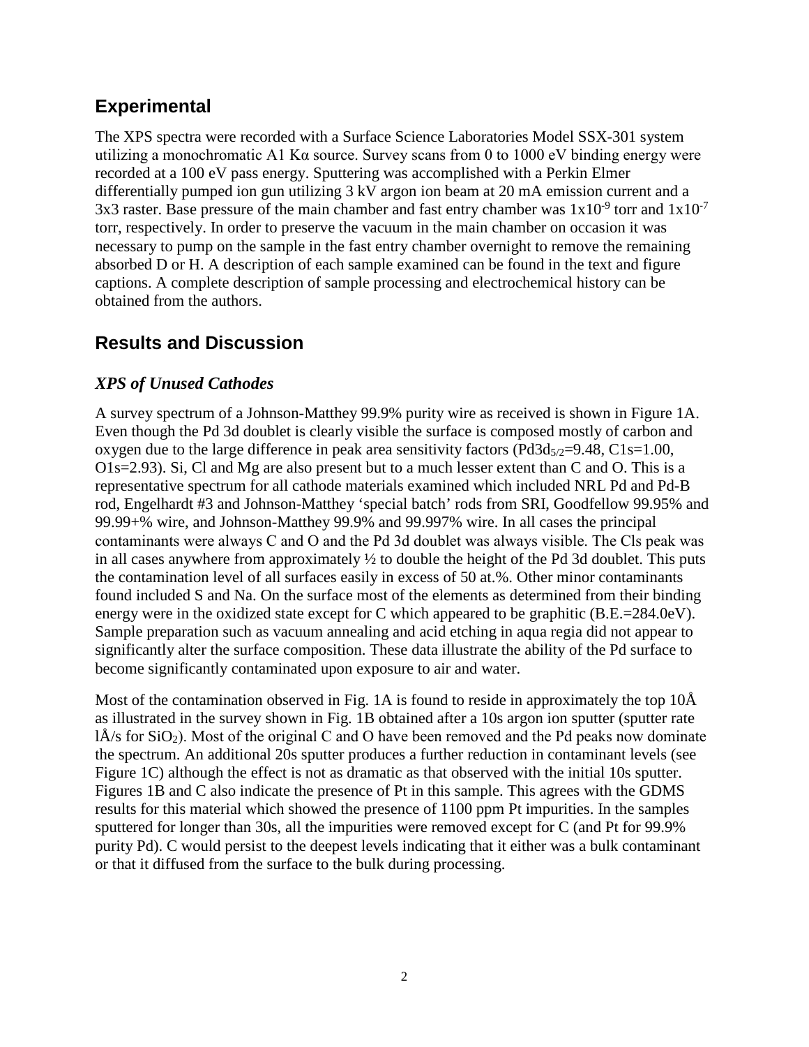## Experimental

The XPS spectra were recorded with a Surface Science Laboratories Model SSX-301 system utilizing a monochromatic A1 Kα source. Survey scans from 0 to 1000 eV binding energy were recorded at a 100 eV pass energy. Sputtering was accomplished with a Perkin Elmer differentially pumped ion gun utilizing 3 kV argon ion beam at 20 mA emission current and a 3x3 raster. Base pressure of the main chamber and fast entry chamber was $1x10^{-9}$ torr and $1x10^{-7}$ torr, respectively. In order to preserve the vacuum in the main chamber on occasion it was necessary to pump on the sample in the fast entry chamber overnight to remove the remaining absorbed D or H. A description of each sample examined can be found in the text and figure captions. A complete description of sample processing and electrochemical history can be obtained from the authors.

## Results and Discussion

### *XPS of Unused Cathodes*

A survey spectrum of a Johnson-Matthey 99.9% purity wire as received is shown in Figure 1A. Even though the Pd 3d doublet is clearly visible the surface is composed mostly of carbon and oxygen due to the large difference in peak area sensitivity factors ($Pd3d_{5/2}$=9.48, C1s=1.00, O1s=2.93). Si, Cl and Mg are also present but to a much lesser extent than C and O. This is a representative spectrum for all cathode materials examined which included NRL Pd and Pd-B rod, Engelhardt #3 and Johnson-Matthey 'special batch' rods from SRI, Goodfellow 99.95% and 99.99+% wire, and Johnson-Matthey 99.9% and 99.997% wire. In all cases the principal contaminants were always C and O and the Pd 3d doublet was always visible. The Cls peak was in all cases anywhere from approximately ½ to double the height of the Pd 3d doublet. This puts the contamination level of all surfaces easily in excess of 50 at.%. Other minor contaminants found included S and Na. On the surface most of the elements as determined from their binding energy were in the oxidized state except for C which appeared to be graphitic (B.E.=284.0eV). Sample preparation such as vacuum annealing and acid etching in aqua regia did not appear to significantly alter the surface composition. These data illustrate the ability of the Pd surface to become significantly contaminated upon exposure to air and water.

Most of the contamination observed in Fig. 1A is found to reside in approximately the top 10Å as illustrated in the survey shown in Fig. 1B obtained after a 10s argon ion sputter (sputter rate lÅ/s for $SiO_2$). Most of the original C and O have been removed and the Pd peaks now dominate the spectrum. An additional 20s sputter produces a further reduction in contaminant levels (see Figure 1C) although the effect is not as dramatic as that observed with the initial 10s sputter. Figures 1B and C also indicate the presence of Pt in this sample. This agrees with the GDMS results for this material which showed the presence of 1100 ppm Pt impurities. In the samples sputtered for longer than 30s, all the impurities were removed except for C (and Pt for 99.9% purity Pd). C would persist to the deepest levels indicating that it either was a bulk contaminant or that it diffused from the surface to the bulk during processing.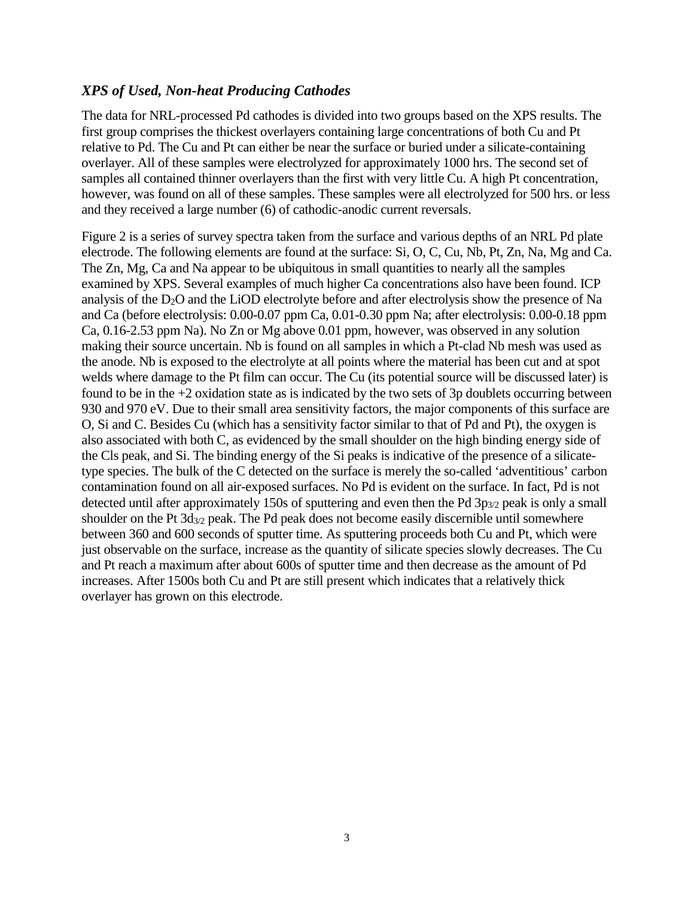### *XPS of Used, Non-heat Producing Cathodes*

The data for NRL-processed Pd cathodes is divided into two groups based on the XPS results. The first group comprises the thickest overlayers containing large concentrations of both Cu and Pt relative to Pd. The Cu and Pt can either be near the surface or buried under a silicate-containing overlayer. All of these samples were electrolyzed for approximately 1000 hrs. The second set of samples all contained thinner overlayers than the first with very little Cu. A high Pt concentration, however, was found on all of these samples. These samples were all electrolyzed for 500 hrs. or less and they received a large number (6) of cathodic-anodic current reversals.

Figure 2 is a series of survey spectra taken from the surface and various depths of an NRL Pd plate electrode. The following elements are found at the surface: Si, O, C, Cu, Nb, Pt, Zn, Na, Mg and Ca. The Zn, Mg, Ca and Na appear to be ubiquitous in small quantities to nearly all the samples examined by XPS. Several examples of much higher Ca concentrations also have been found. ICP analysis of the $D_2O$ and the LiOD electrolyte before and after electrolysis show the presence of Na and Ca (before electrolysis: 0.00-0.07 ppm Ca, 0.01-0.30 ppm Na; after electrolysis: 0.00-0.18 ppm Ca, 0.16-2.53 ppm Na). No Zn or Mg above 0.01 ppm, however, was observed in any solution making their source uncertain. Nb is found on all samples in which a Pt-clad Nb mesh was used as the anode. Nb is exposed to the electrolyte at all points where the material has been cut and at spot welds where damage to the Pt film can occur. The Cu (its potential source will be discussed later) is found to be in the +2 oxidation state as is indicated by the two sets of 3p doublets occurring between 930 and 970 eV. Due to their small area sensitivity factors, the major components of this surface are O, Si and C. Besides Cu (which has a sensitivity factor similar to that of Pd and Pt), the oxygen is also associated with both C, as evidenced by the small shoulder on the high binding energy side of the Cls peak, and Si. The binding energy of the Si peaks is indicative of the presence of a silicate-type species. The bulk of the C detected on the surface is merely the so-called 'adventitious' carbon contamination found on all air-exposed surfaces. No Pd is evident on the surface. In fact, Pd is not detected until after approximately 150s of sputtering and even then the Pd $3p_{3/2}$ peak is only a small shoulder on the Pt $3d_{3/2}$ peak. The Pd peak does not become easily discernible until somewhere between 360 and 600 seconds of sputter time. As sputtering proceeds both Cu and Pt, which were just observable on the surface, increase as the quantity of silicate species slowly decreases. The Cu and Pt reach a maximum after about 600s of sputter time and then decrease as the amount of Pd increases. After 1500s both Cu and Pt are still present which indicates that a relatively thick overlayer has grown on this electrode.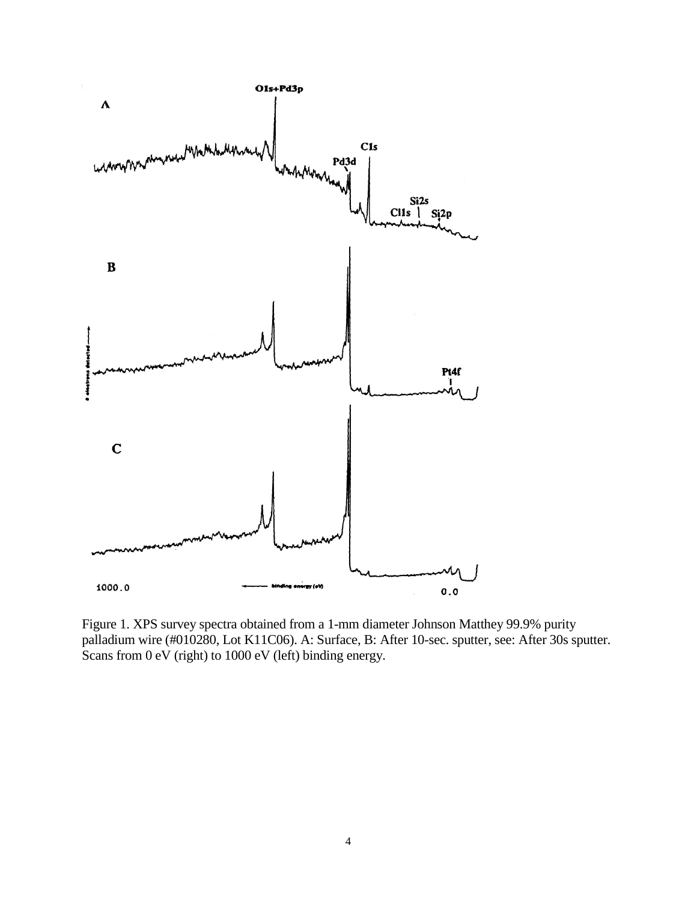Figure 1. XPS survey spectra obtained from a 1-mm diameter Johnson Matthey 99.9% purity palladium wire (#010280, Lot K11C06). A: Surface, B: After 10-sec. sputter, see: After 30s sputter. Scans from 0 eV (right) to 1000 eV (left) binding energy.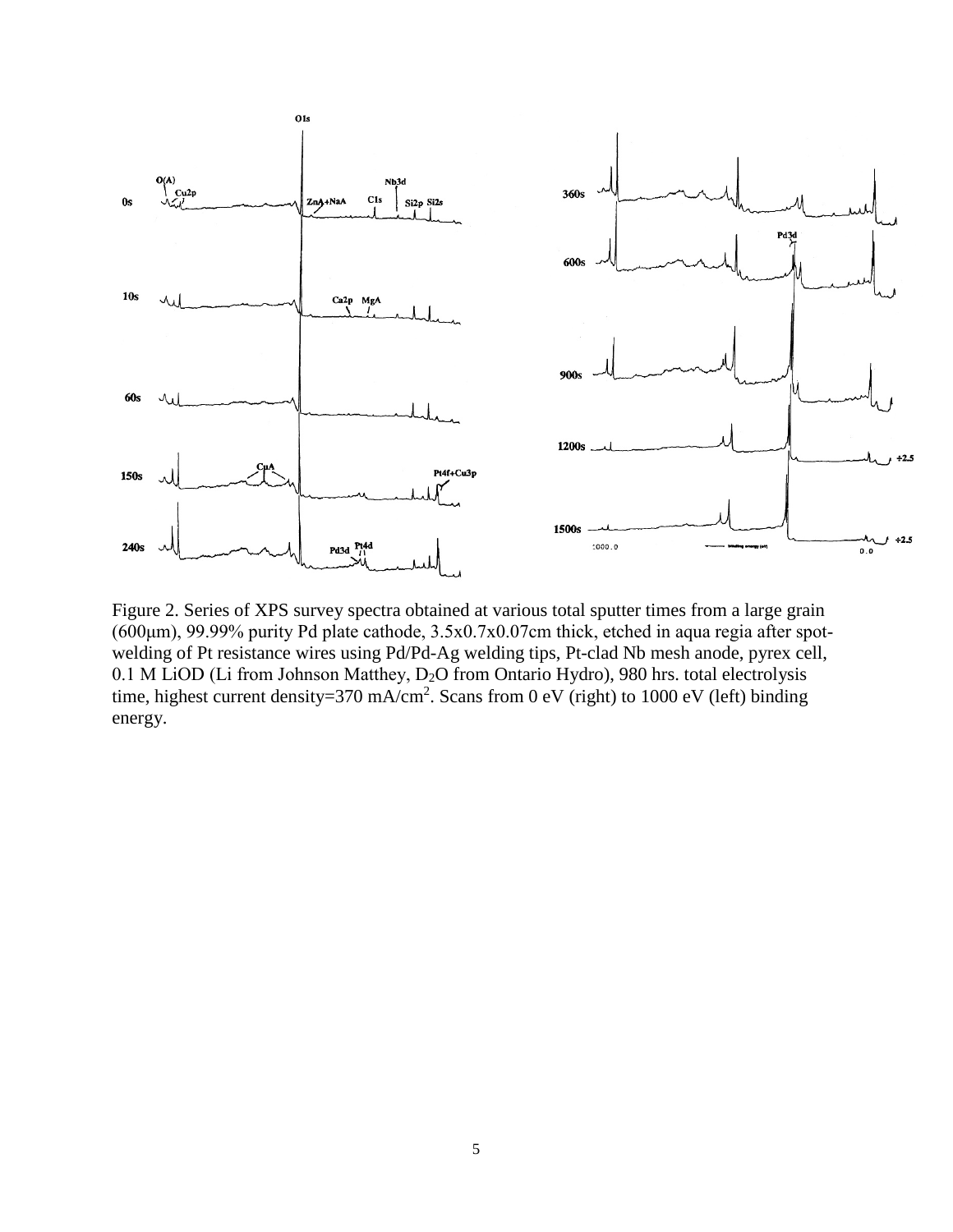Figure 2. Series of XPS survey spectra obtained at various total sputter times from a large grain (600μm), 99.99% purity Pd plate cathode, 3.5x0.7x0.07cm thick, etched in aqua regia after spot-welding of Pt resistance wires using Pd/Pd-Ag welding tips, Pt-clad Nb mesh anode, pyrex cell, 0.1 M LiOD (Li from Johnson Matthey, $D_2O$ from Ontario Hydro), 980 hrs. total electrolysis time, highest current density=370 mA/cm$^2$. Scans from 0 eV (right) to 1000 eV (left) binding energy.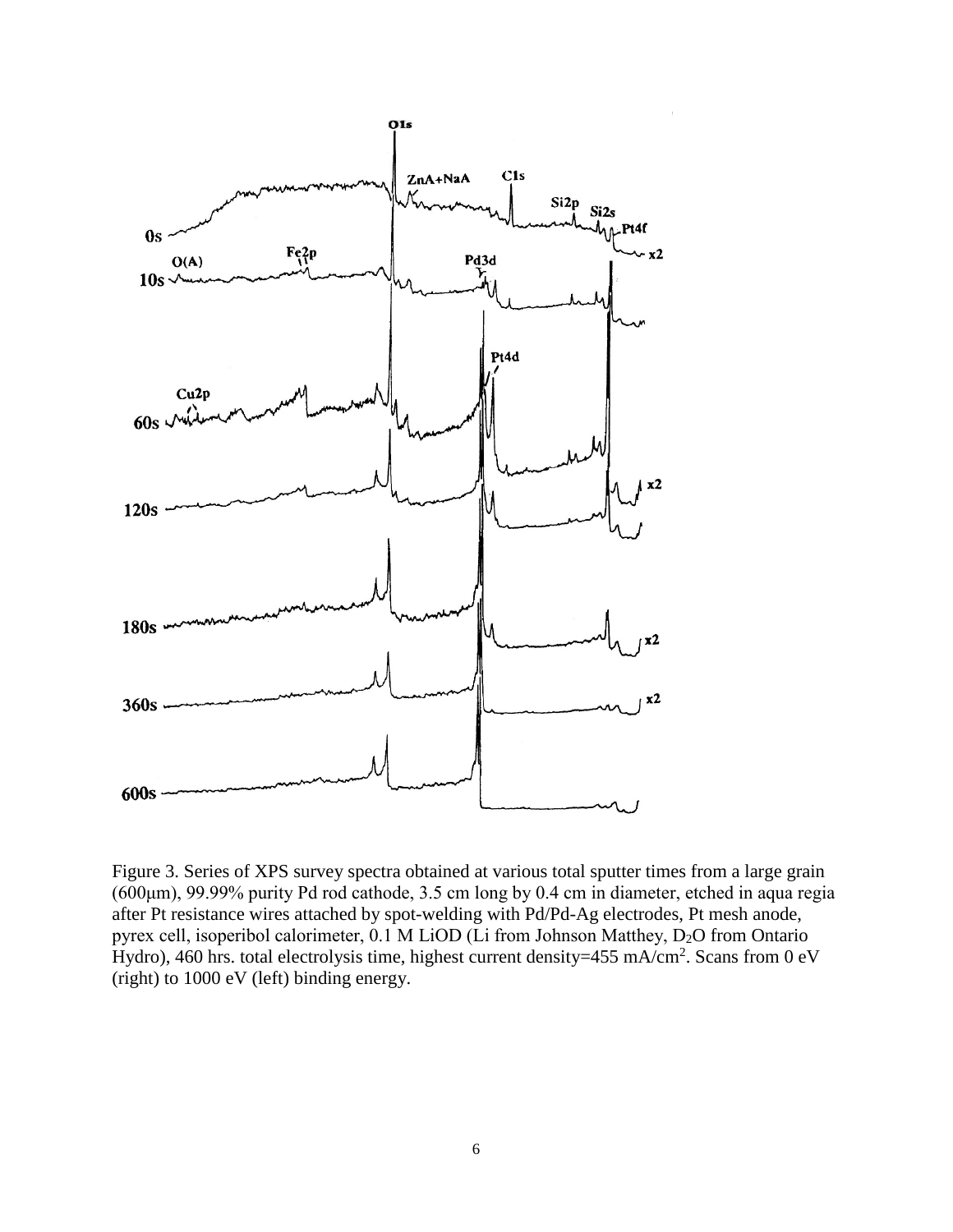Figure 3. Series of XPS survey spectra obtained at various total sputter times from a large grain (600μm), 99.99% purity Pd rod cathode, 3.5 cm long by 0.4 cm in diameter, etched in aqua regia after Pt resistance wires attached by spot-welding with Pd/Pd-Ag electrodes, Pt mesh anode, pyrex cell, isoperibol calorimeter, 0.1 M LiOD (Li from Johnson Matthey, $D_2O$ from Ontario Hydro), 460 hrs. total electrolysis time, highest current density=455 mA/cm$^2$. Scans from 0 eV (right) to 1000 eV (left) binding energy.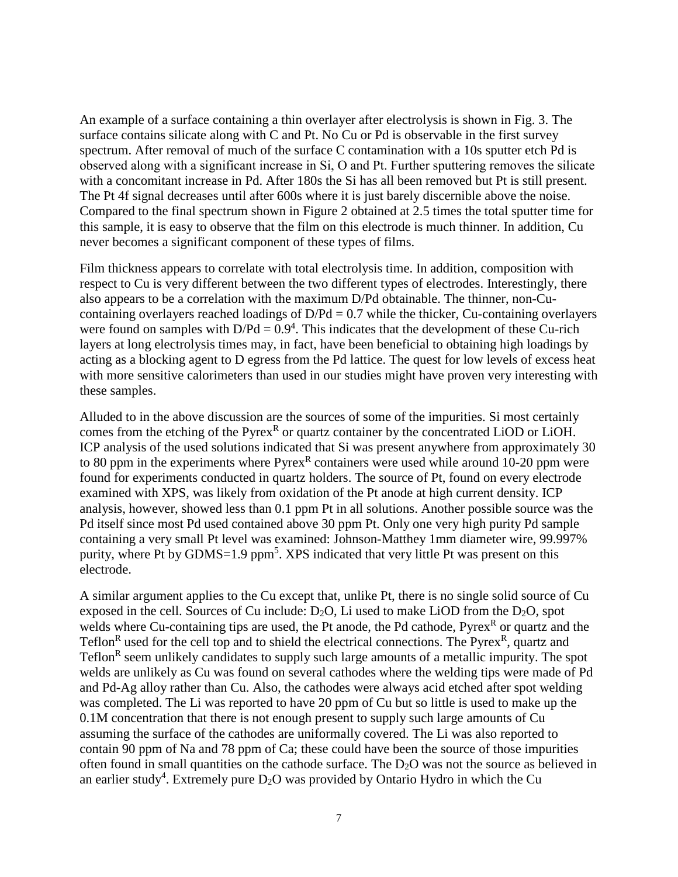An example of a surface containing a thin overlayer after electrolysis is shown in Fig. 3. The surface contains silicate along with C and Pt. No Cu or Pd is observable in the first survey spectrum. After removal of much of the surface C contamination with a 10s sputter etch Pd is observed along with a significant increase in Si, O and Pt. Further sputtering removes the silicate with a concomitant increase in Pd. After 180s the Si has all been removed but Pt is still present. The Pt 4f signal decreases until after 600s where it is just barely discernible above the noise. Compared to the final spectrum shown in Figure 2 obtained at 2.5 times the total sputter time for this sample, it is easy to observe that the film on this electrode is much thinner. In addition, Cu never becomes a significant component of these types of films.

Film thickness appears to correlate with total electrolysis time. In addition, composition with respect to Cu is very different between the two different types of electrodes. Interestingly, there also appears to be a correlation with the maximum D/Pd obtainable. The thinner, non-Cu-containing overlayers reached loadings of D/Pd = 0.7 while the thicker, Cu-containing overlayers were found on samples with D/Pd = 0.9[4]. This indicates that the development of these Cu-rich layers at long electrolysis times may, in fact, have been beneficial to obtaining high loadings by acting as a blocking agent to D egress from the Pd lattice. The quest for low levels of excess heat with more sensitive calorimeters than used in our studies might have proven very interesting with these samples.

Alluded to in the above discussion are the sources of some of the impurities. Si most certainly comes from the etching of the Pyrex[R] or quartz container by the concentrated LiOD or LiOH. ICP analysis of the used solutions indicated that Si was present anywhere from approximately 30 to 80 ppm in the experiments where Pyrex[R] containers were used while around 10-20 ppm were found for experiments conducted in quartz holders. The source of Pt, found on every electrode examined with XPS, was likely from oxidation of the Pt anode at high current density. ICP analysis, however, showed less than 0.1 ppm Pt in all solutions. Another possible source was the Pd itself since most Pd used contained above 30 ppm Pt. Only one very high purity Pd sample containing a very small Pt level was examined: Johnson-Matthey 1mm diameter wire, 99.997% purity, where Pt by GDMS=1.9 ppm[5]. XPS indicated that very little Pt was present on this electrode.

A similar argument applies to the Cu except that, unlike Pt, there is no single solid source of Cu exposed in the cell. Sources of Cu include: $D_2O$, Li used to make LiOD from the $D_2O$, spot welds where Cu-containing tips are used, the Pt anode, the Pd cathode, Pyrex[R] or quartz and the Teflon[R] used for the cell top and to shield the electrical connections. The Pyrex[R], quartz and Teflon[R] seem unlikely candidates to supply such large amounts of a metallic impurity. The spot welds are unlikely as Cu was found on several cathodes where the welding tips were made of Pd and Pd-Ag alloy rather than Cu. Also, the cathodes were always acid etched after spot welding was completed. The Li was reported to have 20 ppm of Cu but so little is used to make up the 0.1M concentration that there is not enough present to supply such large amounts of Cu assuming the surface of the cathodes are uniformally covered. The Li was also reported to contain 90 ppm of Na and 78 ppm of Ca; these could have been the source of those impurities often found in small quantities on the cathode surface. The $D_2O$ was not the source as believed in an earlier study[4]. Extremely pure $D_2O$ was provided by Ontario Hydro in which the Cu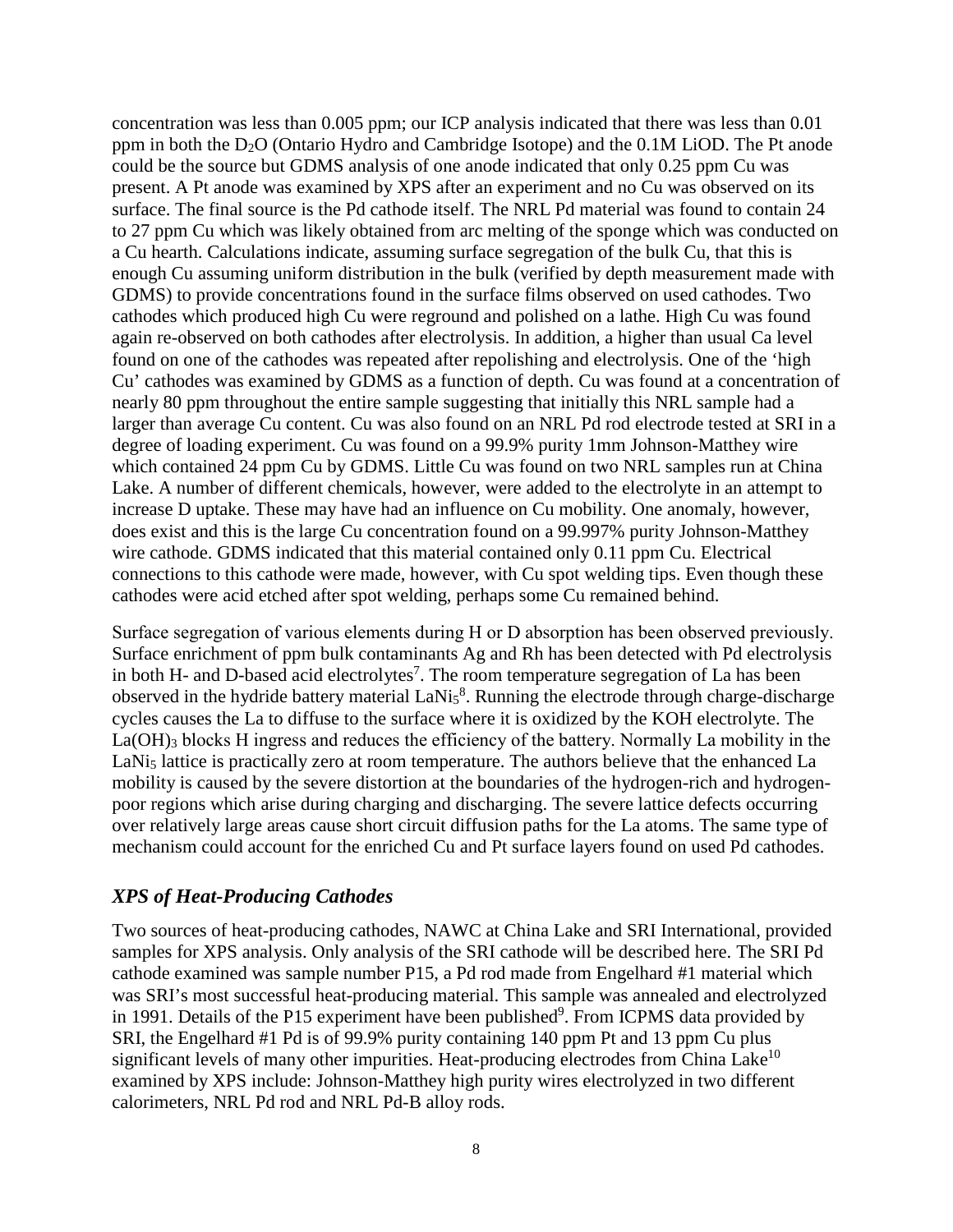concentration was less than 0.005 ppm; our ICP analysis indicated that there was less than 0.01 ppm in both the $D_2O$ (Ontario Hydro and Cambridge Isotope) and the 0.1M LiOD. The Pt anode could be the source but GDMS analysis of one anode indicated that only 0.25 ppm Cu was present. A Pt anode was examined by XPS after an experiment and no Cu was observed on its surface. The final source is the Pd cathode itself. The NRL Pd material was found to contain 24 to 27 ppm Cu which was likely obtained from arc melting of the sponge which was conducted on a Cu hearth. Calculations indicate, assuming surface segregation of the bulk Cu, that this is enough Cu assuming uniform distribution in the bulk (verified by depth measurement made with GDMS) to provide concentrations found in the surface films observed on used cathodes. Two cathodes which produced high Cu were reground and polished on a lathe. High Cu was found again re-observed on both cathodes after electrolysis. In addition, a higher than usual Ca level found on one of the cathodes was repeated after repolishing and electrolysis. One of the 'high Cu' cathodes was examined by GDMS as a function of depth. Cu was found at a concentration of nearly 80 ppm throughout the entire sample suggesting that initially this NRL sample had a larger than average Cu content. Cu was also found on an NRL Pd rod electrode tested at SRI in a degree of loading experiment. Cu was found on a 99.9% purity 1mm Johnson-Matthey wire which contained 24 ppm Cu by GDMS. Little Cu was found on two NRL samples run at China Lake. A number of different chemicals, however, were added to the electrolyte in an attempt to increase D uptake. These may have had an influence on Cu mobility. One anomaly, however, does exist and this is the large Cu concentration found on a 99.997% purity Johnson-Matthey wire cathode. GDMS indicated that this material contained only 0.11 ppm Cu. Electrical connections to this cathode were made, however, with Cu spot welding tips. Even though these cathodes were acid etched after spot welding, perhaps some Cu remained behind.

Surface segregation of various elements during H or D absorption has been observed previously. Surface enrichment of ppm bulk contaminants Ag and Rh has been detected with Pd electrolysis in both H- and D-based acid electrolytes[7]. The room temperature segregation of La has been observed in the hydride battery material $LaNi_5$[8]. Running the electrode through charge-discharge cycles causes the La to diffuse to the surface where it is oxidized by the KOH electrolyte. The $La(OH)_3$ blocks H ingress and reduces the efficiency of the battery. Normally La mobility in the $LaNi_5$ lattice is practically zero at room temperature. The authors believe that the enhanced La mobility is caused by the severe distortion at the boundaries of the hydrogen-rich and hydrogen-poor regions which arise during charging and discharging. The severe lattice defects occurring over relatively large areas cause short circuit diffusion paths for the La atoms. The same type of mechanism could account for the enriched Cu and Pt surface layers found on used Pd cathodes.

### *XPS of Heat-Producing Cathodes*

Two sources of heat-producing cathodes, NAWC at China Lake and SRI International, provided samples for XPS analysis. Only analysis of the SRI cathode will be described here. The SRI Pd cathode examined was sample number P15, a Pd rod made from Engelhard #1 material which was SRI's most successful heat-producing material. This sample was annealed and electrolyzed in 1991. Details of the P15 experiment have been published[9]. From ICPMS data provided by SRI, the Engelhard #1 Pd is of 99.9% purity containing 140 ppm Pt and 13 ppm Cu plus significant levels of many other impurities. Heat-producing electrodes from China Lake[10] examined by XPS include: Johnson-Matthey high purity wires electrolyzed in two different calorimeters, NRL Pd rod and NRL Pd-B alloy rods.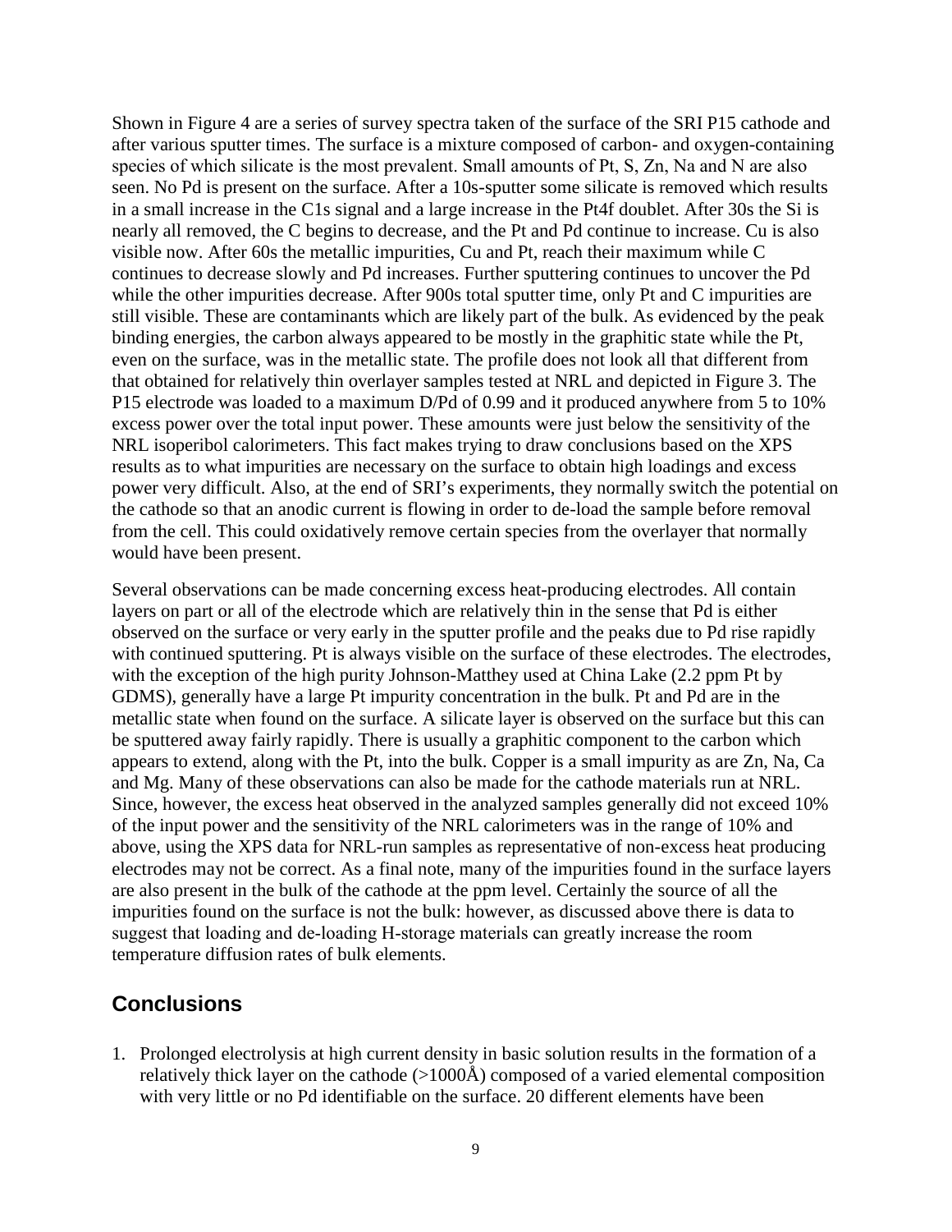Shown in Figure 4 are a series of survey spectra taken of the surface of the SRI P15 cathode and after various sputter times. The surface is a mixture composed of carbon- and oxygen-containing species of which silicate is the most prevalent. Small amounts of Pt, S, Zn, Na and N are also seen. No Pd is present on the surface. After a 10s-sputter some silicate is removed which results in a small increase in the C1s signal and a large increase in the Pt4f doublet. After 30s the Si is nearly all removed, the C begins to decrease, and the Pt and Pd continue to increase. Cu is also visible now. After 60s the metallic impurities, Cu and Pt, reach their maximum while C continues to decrease slowly and Pd increases. Further sputtering continues to uncover the Pd while the other impurities decrease. After 900s total sputter time, only Pt and C impurities are still visible. These are contaminants which are likely part of the bulk. As evidenced by the peak binding energies, the carbon always appeared to be mostly in the graphitic state while the Pt, even on the surface, was in the metallic state. The profile does not look all that different from that obtained for relatively thin overlayer samples tested at NRL and depicted in Figure 3. The P15 electrode was loaded to a maximum D/Pd of 0.99 and it produced anywhere from 5 to 10% excess power over the total input power. These amounts were just below the sensitivity of the NRL isoperibol calorimeters. This fact makes trying to draw conclusions based on the XPS results as to what impurities are necessary on the surface to obtain high loadings and excess power very difficult. Also, at the end of SRI's experiments, they normally switch the potential on the cathode so that an anodic current is flowing in order to de-load the sample before removal from the cell. This could oxidatively remove certain species from the overlayer that normally would have been present.

Several observations can be made concerning excess heat-producing electrodes. All contain layers on part or all of the electrode which are relatively thin in the sense that Pd is either observed on the surface or very early in the sputter profile and the peaks due to Pd rise rapidly with continued sputtering. Pt is always visible on the surface of these electrodes. The electrodes, with the exception of the high purity Johnson-Matthey used at China Lake (2.2 ppm Pt by GDMS), generally have a large Pt impurity concentration in the bulk. Pt and Pd are in the metallic state when found on the surface. A silicate layer is observed on the surface but this can be sputtered away fairly rapidly. There is usually a graphitic component to the carbon which appears to extend, along with the Pt, into the bulk. Copper is a small impurity as are Zn, Na, Ca and Mg. Many of these observations can also be made for the cathode materials run at NRL. Since, however, the excess heat observed in the analyzed samples generally did not exceed 10% of the input power and the sensitivity of the NRL calorimeters was in the range of 10% and above, using the XPS data for NRL-run samples as representative of non-excess heat producing electrodes may not be correct. As a final note, many of the impurities found in the surface layers are also present in the bulk of the cathode at the ppm level. Certainly the source of all the impurities found on the surface is not the bulk: however, as discussed above there is data to suggest that loading and de-loading H-storage materials can greatly increase the room temperature diffusion rates of bulk elements.

## Conclusions

1. Prolonged electrolysis at high current density in basic solution results in the formation of a relatively thick layer on the cathode (>1000Å) composed of a varied elemental composition with very little or no Pd identifiable on the surface. 20 different elements have been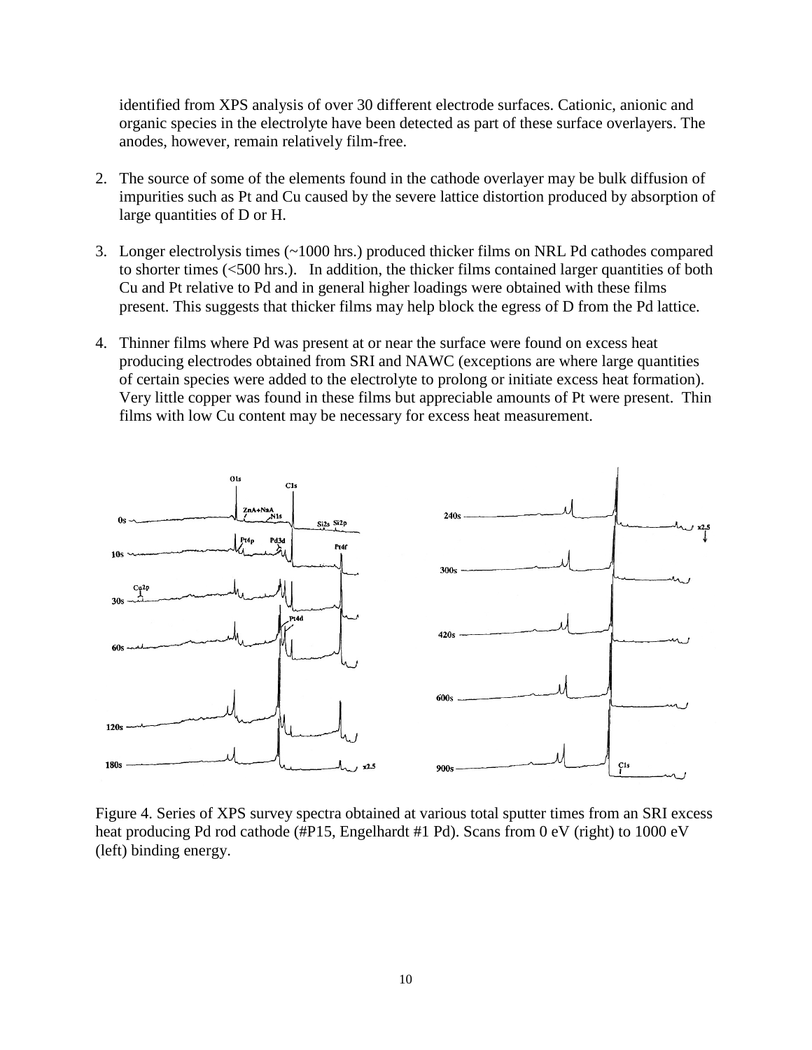identified from XPS analysis of over 30 different electrode surfaces. Cationic, anionic and organic species in the electrolyte have been detected as part of these surface overlayers. The anodes, however, remain relatively film-free.

2. The source of some of the elements found in the cathode overlayer may be bulk diffusion of impurities such as Pt and Cu caused by the severe lattice distortion produced by absorption of large quantities of D or H.

3. Longer electrolysis times (~1000 hrs.) produced thicker films on NRL Pd cathodes compared to shorter times (<500 hrs.). In addition, the thicker films contained larger quantities of both Cu and Pt relative to Pd and in general higher loadings were obtained with these films present. This suggests that thicker films may help block the egress of D from the Pd lattice.

4. Thinner films where Pd was present at or near the surface were found on excess heat producing electrodes obtained from SRI and NAWC (exceptions are where large quantities of certain species were added to the electrolyte to prolong or initiate excess heat formation). Very little copper was found in these films but appreciable amounts of Pt were present. Thin films with low Cu content may be necessary for excess heat measurement.

Figure 4. Series of XPS survey spectra obtained at various total sputter times from an SRI excess heat producing Pd rod cathode (#P15, Engelhardt #1 Pd). Scans from 0 eV (right) to 1000 eV (left) binding energy.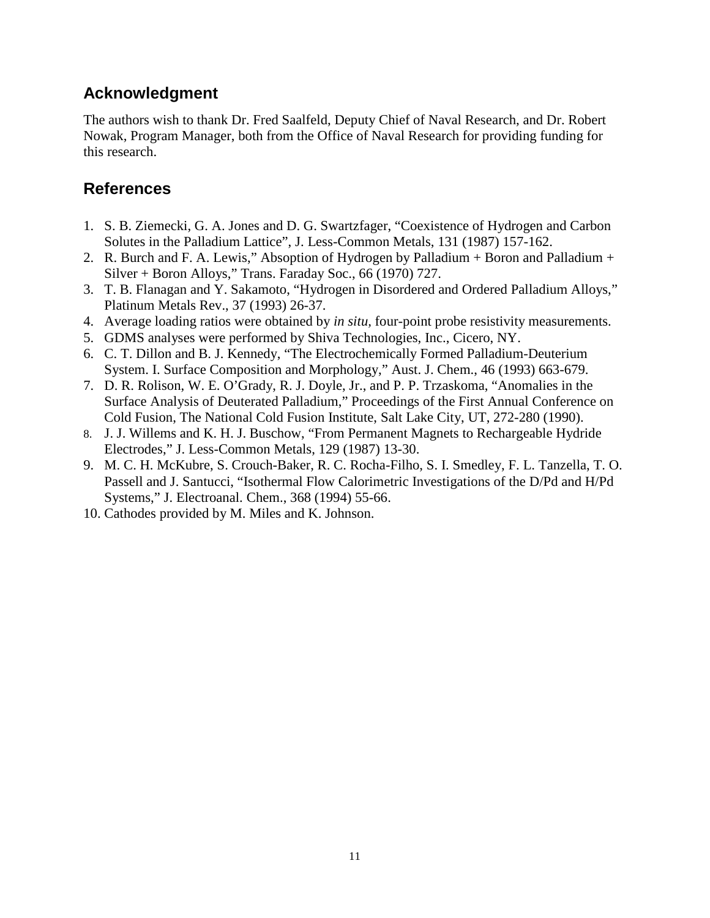## Acknowledgment

The authors wish to thank Dr. Fred Saalfeld, Deputy Chief of Naval Research, and Dr. Robert Nowak, Program Manager, both from the Office of Naval Research for providing funding for this research.

## References

1. S. B. Ziemecki, G. A. Jones and D. G. Swartzfager, "Coexistence of Hydrogen and Carbon Solutes in the Palladium Lattice", J. Less-Common Metals, 131 (1987) 157-162.
2. R. Burch and F. A. Lewis," Absoption of Hydrogen by Palladium + Boron and Palladium + Silver + Boron Alloys," Trans. Faraday Soc., 66 (1970) 727.
3. T. B. Flanagan and Y. Sakamoto, "Hydrogen in Disordered and Ordered Palladium Alloys," Platinum Metals Rev., 37 (1993) 26-37.
4. Average loading ratios were obtained by *in situ*, four-point probe resistivity measurements.
5. GDMS analyses were performed by Shiva Technologies, Inc., Cicero, NY.
6. C. T. Dillon and B. J. Kennedy, "The Electrochemically Formed Palladium-Deuterium System. I. Surface Composition and Morphology," Aust. J. Chem., 46 (1993) 663-679.
7. D. R. Rolison, W. E. O'Grady, R. J. Doyle, Jr., and P. P. Trzaskoma, "Anomalies in the Surface Analysis of Deuterated Palladium," Proceedings of the First Annual Conference on Cold Fusion, The National Cold Fusion Institute, Salt Lake City, UT, 272-280 (1990).
8. J. J. Willems and K. H. J. Buschow, "From Permanent Magnets to Rechargeable Hydride Electrodes," J. Less-Common Metals, 129 (1987) 13-30.
9. M. C. H. McKubre, S. Crouch-Baker, R. C. Rocha-Filho, S. I. Smedley, F. L. Tanzella, T. O. Passell and J. Santucci, "Isothermal Flow Calorimetric Investigations of the D/Pd and H/Pd Systems," J. Electroanal. Chem., 368 (1994) 55-66.
10. Cathodes provided by M. Miles and K. Johnson.